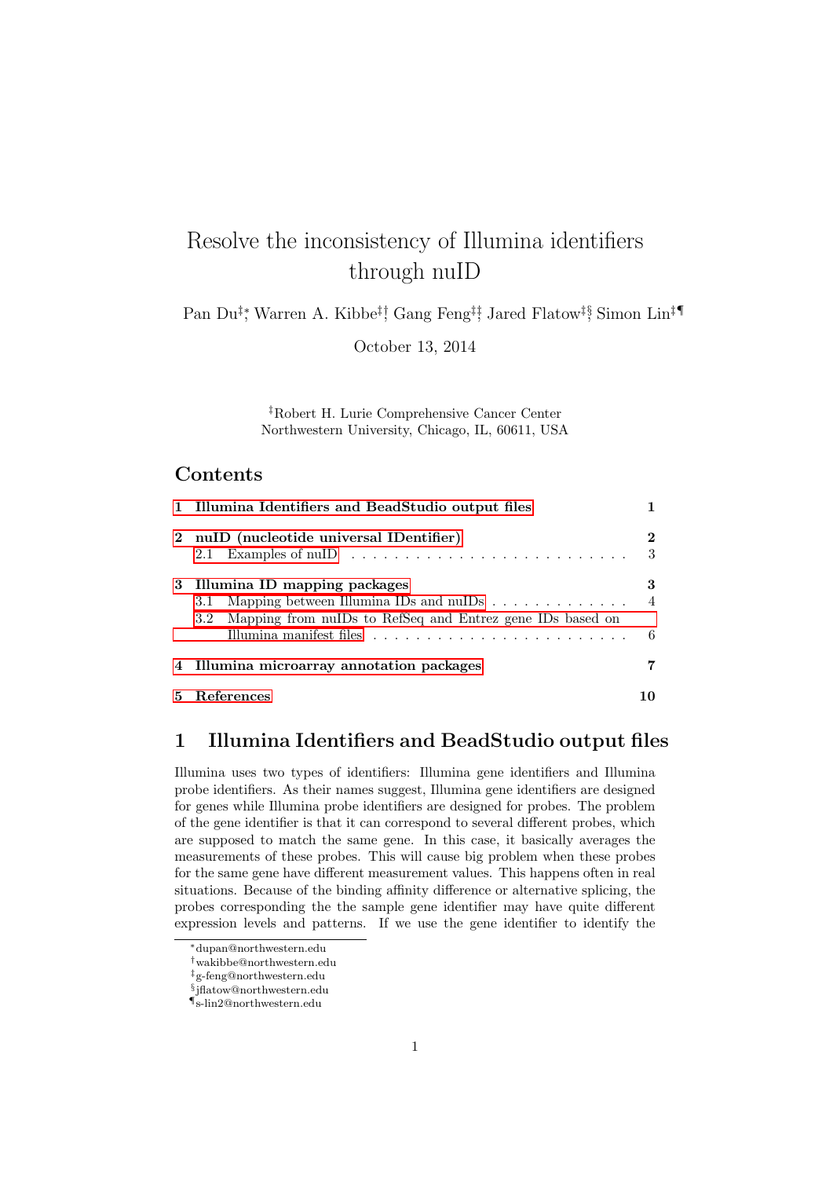# Resolve the inconsistency of Illumina identifiers through nuID

Pan Du[‡,*], Warren A. Kibbe[‡,†], Gang Feng[‡,‡], Jared Flatow[‡,§], Simon Lin[‡,¶]

October 13, 2014

[‡]Robert H. Lurie Comprehensive Cancer Center
Northwestern University, Chicago, IL, 60611, USA

## Contents

- 1 Illumina Identifiers and BeadStudio output files — 1
- 2 nuID (nucleotide universal IDentifier) — 2
  - 2.1 Examples of nuID — 3
- 3 Illumina ID mapping packages — 3
  - 3.1 Mapping between Illumina IDs and nuIDs — 4
  - 3.2 Mapping from nuIDs to RefSeq and Entrez gene IDs based on Illumina manifest files — 6
- 4 Illumina microarray annotation packages — 7
- 5 References — 10

## 1 Illumina Identifiers and BeadStudio output files

Illumina uses two types of identifiers: Illumina gene identifiers and Illumina probe identifiers. As their names suggest, Illumina gene identifiers are designed for genes while Illumina probe identifiers are designed for probes. The problem of the gene identifier is that it can correspond to several different probes, which are supposed to match the same gene. In this case, it basically averages the measurements of these probes. This will cause big problem when these probes for the same gene have different measurement values. This happens often in real situations. Because of the binding affinity difference or alternative splicing, the probes corresponding the the sample gene identifier may have quite different expression levels and patterns. If we use the gene identifier to identify the

---

*dupan@northwestern.edu
†wakibbe@northwestern.edu
‡g-feng@northwestern.edu
§jflatow@northwestern.edu
¶s-lin2@northwestern.edu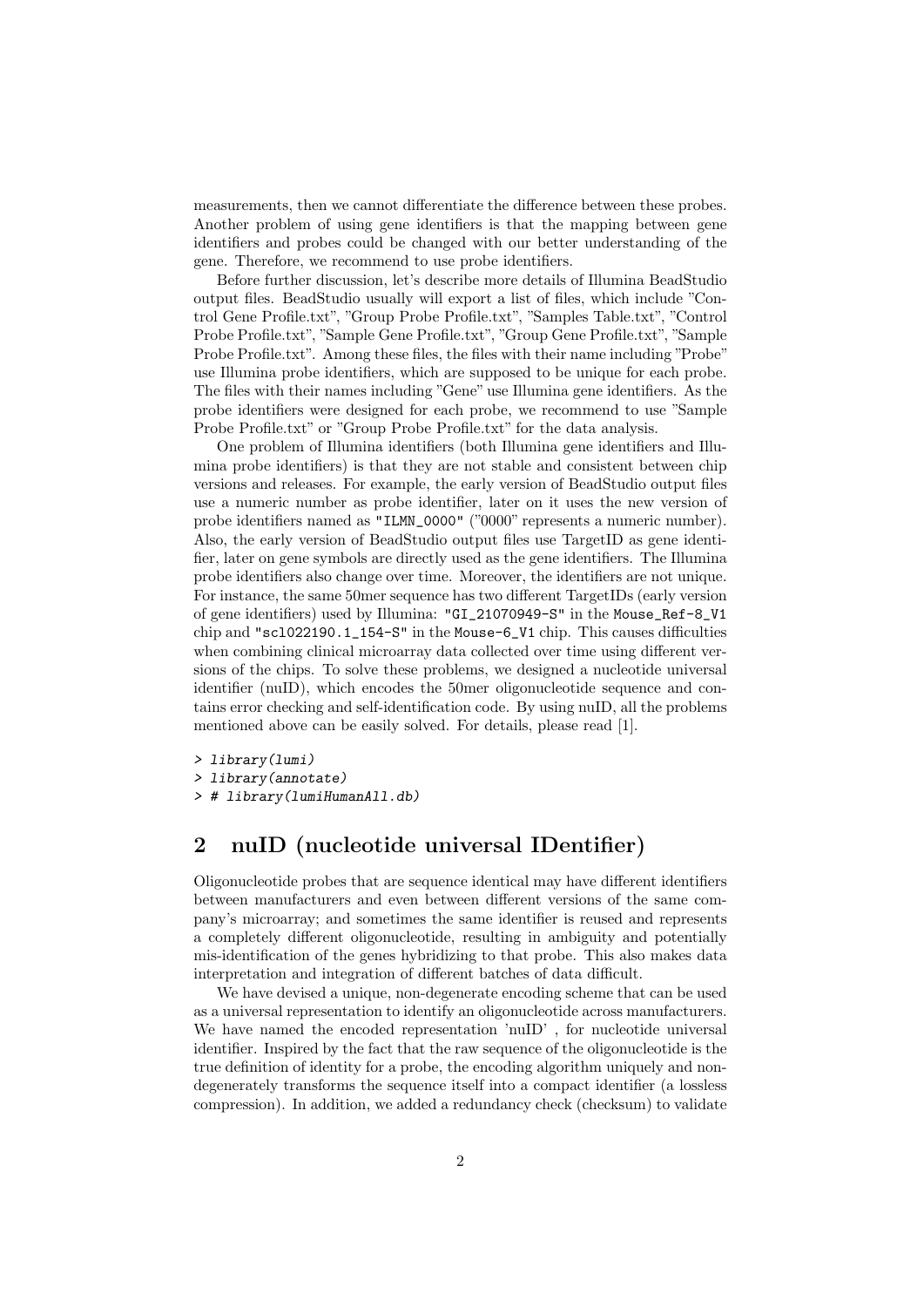measurements, then we cannot differentiate the difference between these probes. Another problem of using gene identifiers is that the mapping between gene identifiers and probes could be changed with our better understanding of the gene. Therefore, we recommend to use probe identifiers.

Before further discussion, let's describe more details of Illumina BeadStudio output files. BeadStudio usually will export a list of files, which include "Control Gene Profile.txt", "Group Probe Profile.txt", "Samples Table.txt", "Control Probe Profile.txt", "Sample Gene Profile.txt", "Group Gene Profile.txt", "Sample Probe Profile.txt". Among these files, the files with their name including "Probe" use Illumina probe identifiers, which are supposed to be unique for each probe. The files with their names including "Gene" use Illumina gene identifiers. As the probe identifiers were designed for each probe, we recommend to use "Sample Probe Profile.txt" or "Group Probe Profile.txt" for the data analysis.

One problem of Illumina identifiers (both Illumina gene identifiers and Illumina probe identifiers) is that they are not stable and consistent between chip versions and releases. For example, the early version of BeadStudio output files use a numeric number as probe identifier, later on it uses the new version of probe identifiers named as `"ILMN_0000"` ("0000" represents a numeric number). Also, the early version of BeadStudio output files use TargetID as gene identifier, later on gene symbols are directly used as the gene identifiers. The Illumina probe identifiers also change over time. Moreover, the identifiers are not unique. For instance, the same 50mer sequence has two different TargetIDs (early version of gene identifiers) used by Illumina: `"GI_21070949-S"` in the `Mouse_Ref-8_V1` chip and `"scl022190.1_154-S"` in the `Mouse-6_V1` chip. This causes difficulties when combining clinical microarray data collected over time using different versions of the chips. To solve these problems, we designed a nucleotide universal identifier (nuID), which encodes the 50mer oligonucleotide sequence and contains error checking and self-identification code. By using nuID, all the problems mentioned above can be easily solved. For details, please read [1].

```
> library(lumi)
> library(annotate)
> # library(lumiHumanAll.db)
```

## 2 nuID (nucleotide universal IDentifier)

Oligonucleotide probes that are sequence identical may have different identifiers between manufacturers and even between different versions of the same company's microarray; and sometimes the same identifier is reused and represents a completely different oligonucleotide, resulting in ambiguity and potentially mis-identification of the genes hybridizing to that probe. This also makes data interpretation and integration of different batches of data difficult.

We have devised a unique, non-degenerate encoding scheme that can be used as a universal representation to identify an oligonucleotide across manufacturers. We have named the encoded representation 'nuID' , for nucleotide universal identifier. Inspired by the fact that the raw sequence of the oligonucleotide is the true definition of identity for a probe, the encoding algorithm uniquely and non-degenerately transforms the sequence itself into a compact identifier (a lossless compression). In addition, we added a redundancy check (checksum) to validate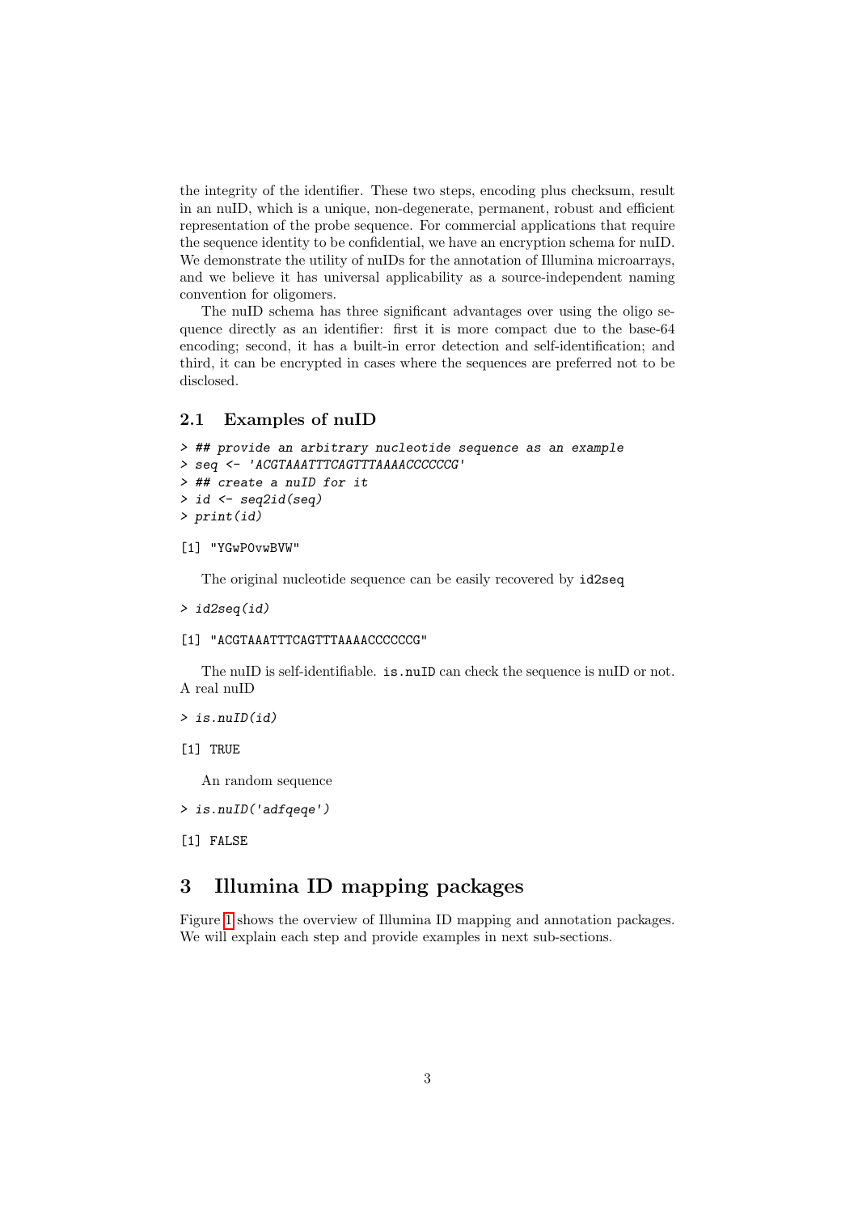the integrity of the identifier. These two steps, encoding plus checksum, result in an nuID, which is a unique, non-degenerate, permanent, robust and efficient representation of the probe sequence. For commercial applications that require the sequence identity to be confidential, we have an encryption schema for nuID. We demonstrate the utility of nuIDs for the annotation of Illumina microarrays, and we believe it has universal applicability as a source-independent naming convention for oligomers.

The nuID schema has three significant advantages over using the oligo sequence directly as an identifier: first it is more compact due to the base-64 encoding; second, it has a built-in error detection and self-identification; and third, it can be encrypted in cases where the sequences are preferred not to be disclosed.

## 2.1 Examples of nuID

```
> ## provide an arbitrary nucleotide sequence as an example
> seq <- 'ACGTAAATTTCAGTTTAAAACCCCCCG'
> ## create a nuID for it
> id <- seq2id(seq)
> print(id)

[1] "YGwP0vwBVW"
```

The original nucleotide sequence can be easily recovered by `id2seq`

```
> id2seq(id)

[1] "ACGTAAATTTCAGTTTAAAACCCCCCG"
```

The nuID is self-identifiable. `is.nuID` can check the sequence is nuID or not. A real nuID

```
> is.nuID(id)

[1] TRUE
```

An random sequence

```
> is.nuID('adfqeqe')

[1] FALSE
```

# 3 Illumina ID mapping packages

Figure 1 shows the overview of Illumina ID mapping and annotation packages. We will explain each step and provide examples in next sub-sections.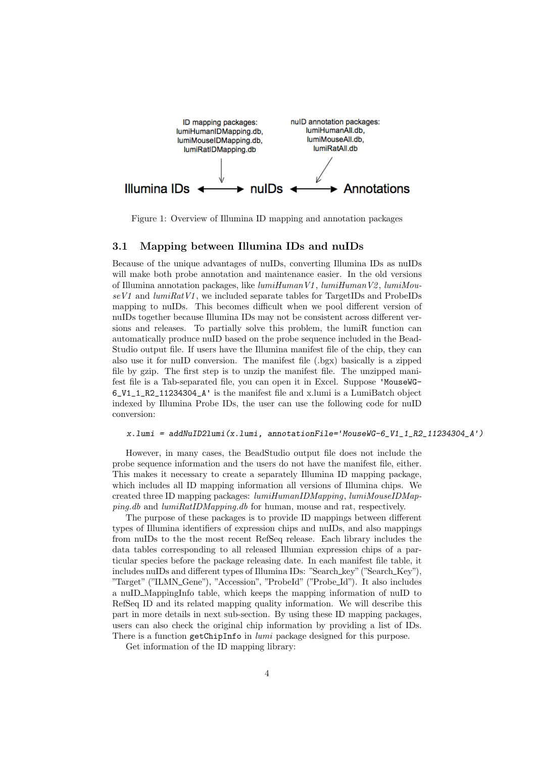ID mapping packages:
lumiHumanIDMapping.db,
lumiMouseIDMapping.db,
lumiRatIDMapping.db

nuID annotation packages:
lumiHumanAll.db,
lumiMouseAll.db,
lumiRatAll.db

Illumina IDs ⟷ nuIDs ⟷ Annotations

Figure 1: Overview of Illumina ID mapping and annotation packages

## 3.1 Mapping between Illumina IDs and nuIDs

Because of the unique advantages of nuIDs, converting Illumina IDs as nuIDs will make both probe annotation and maintenance easier. In the old versions of Illumina annotation packages, like *lumiHumanV1*, *lumiHumanV2*, *lumiMouseV1* and *lumiRatV1*, we included separate tables for TargetIDs and ProbeIDs mapping to nuIDs. This becomes difficult when we pool different version of nuIDs together because Illumina IDs may not be consistent across different versions and releases. To partially solve this problem, the lumiR function can automatically produce nuID based on the probe sequence included in the BeadStudio output file. If users have the Illumina manifest file of the chip, they can also use it for nuID conversion. The manifest file (.bgx) basically is a zipped file by gzip. The first step is to unzip the manifest file. The unzipped manifest file is a Tab-separated file, you can open it in Excel. Suppose `'MouseWG-6_V1_1_R2_11234304_A'` is the manifest file and x.lumi is a LumiBatch object indexed by Illumina Probe IDs, the user can use the following code for nuID conversion:

```
x.lumi = addNuID2lumi(x.lumi, annotationFile='MouseWG-6_V1_1_R2_11234304_A')
```

However, in many cases, the BeadStudio output file does not include the probe sequence information and the users do not have the manifest file, either. This makes it necessary to create a separately Illumina ID mapping package, which includes all ID mapping information all versions of Illumina chips. We created three ID mapping packages: *lumiHumanIDMapping*, *lumiMouseIDMapping.db* and *lumiRatIDMapping.db* for human, mouse and rat, respectively.

The purpose of these packages is to provide ID mappings between different types of Illumina identifiers of expression chips and nuIDs, and also mappings from nuIDs to the the most recent RefSeq release. Each library includes the data tables corresponding to all released Illumian expression chips of a particular species before the package releasing date. In each manifest file table, it includes nuIDs and different types of Illumina IDs: "Search_key" ("Search_Key"), "Target" ("ILMN_Gene"), "Accession", "ProbeId" ("Probe_Id"). It also includes a nuID_MappingInfo table, which keeps the mapping information of nuID to RefSeq ID and its related mapping quality information. We will describe this part in more details in next sub-section. By using these ID mapping packages, users can also check the original chip information by providing a list of IDs. There is a function `getChipInfo` in *lumi* package designed for this purpose.

Get information of the ID mapping library: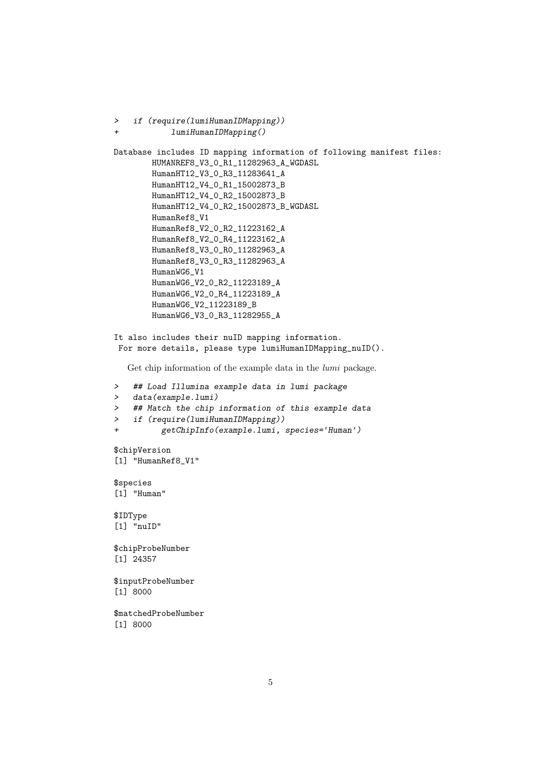```
>   if (require(lumiHumanIDMapping))
+           lumiHumanIDMapping()

Database includes ID mapping information of following manifest files:
        HUMANREF8_V3_0_R1_11282963_A_WGDASL
        HumanHT12_V3_0_R3_11283641_A
        HumanHT12_V4_0_R1_15002873_B
        HumanHT12_V4_0_R2_15002873_B
        HumanHT12_V4_0_R2_15002873_B_WGDASL
        HumanRef8_V1
        HumanRef8_V2_0_R2_11223162_A
        HumanRef8_V2_0_R4_11223162_A
        HumanRef8_V3_0_R0_11282963_A
        HumanRef8_V3_0_R3_11282963_A
        HumanWG6_V1
        HumanWG6_V2_0_R2_11223189_A
        HumanWG6_V2_0_R4_11223189_A
        HumanWG6_V2_11223189_B
        HumanWG6_V3_0_R3_11282955_A

It also includes their nuID mapping information.
 For more details, please type lumiHumanIDMapping_nuID().
```

Get chip information of the example data in the *lumi* package.

```
>   ## Load Illumina example data in lumi package
>   data(example.lumi)
>   ## Match the chip information of this example data
>   if (require(lumiHumanIDMapping))
+         getChipInfo(example.lumi, species='Human')

$chipVersion
[1] "HumanRef8_V1"

$species
[1] "Human"

$IDType
[1] "nuID"

$chipProbeNumber
[1] 24357

$inputProbeNumber
[1] 8000

$matchedProbeNumber
[1] 8000
```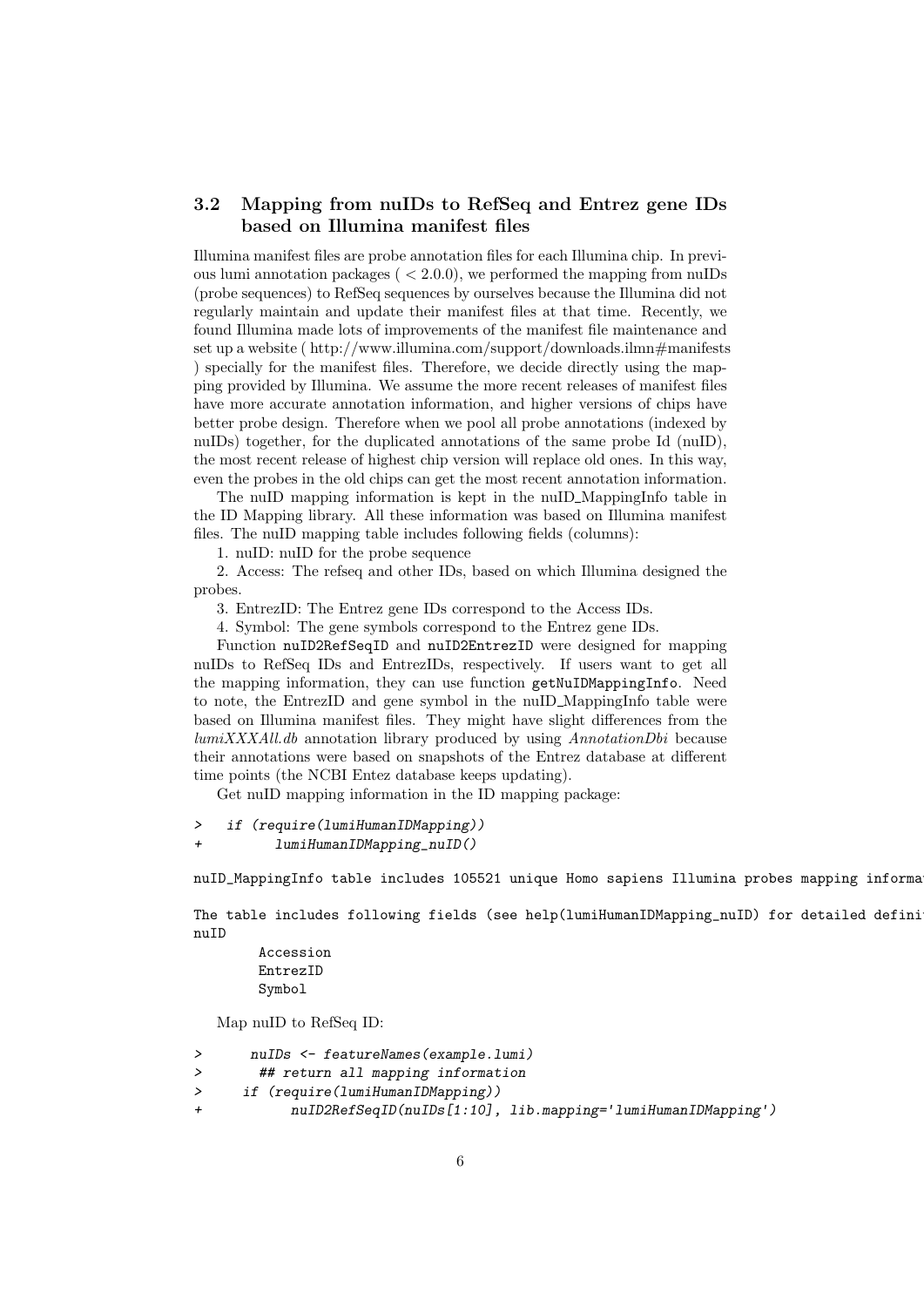### 3.2 Mapping from nuIDs to RefSeq and Entrez gene IDs based on Illumina manifest files

Illumina manifest files are probe annotation files for each Illumina chip. In previous lumi annotation packages ( < 2.0.0), we performed the mapping from nuIDs (probe sequences) to RefSeq sequences by ourselves because the Illumina did not regularly maintain and update their manifest files at that time. Recently, we found Illumina made lots of improvements of the manifest file maintenance and set up a website ( http://www.illumina.com/support/downloads.ilmn#manifests ) specially for the manifest files. Therefore, we decide directly using the mapping provided by Illumina. We assume the more recent releases of manifest files have more accurate annotation information, and higher versions of chips have better probe design. Therefore when we pool all probe annotations (indexed by nuIDs) together, for the duplicated annotations of the same probe Id (nuID), the most recent release of highest chip version will replace old ones. In this way, even the probes in the old chips can get the most recent annotation information.

The nuID mapping information is kept in the nuID_MappingInfo table in the ID Mapping library. All these information was based on Illumina manifest files. The nuID mapping table includes following fields (columns):

1. nuID: nuID for the probe sequence

2. Access: The refseq and other IDs, based on which Illumina designed the probes.

3. EntrezID: The Entrez gene IDs correspond to the Access IDs.

4. Symbol: The gene symbols correspond to the Entrez gene IDs.

Function `nuID2RefSeqID` and `nuID2EntrezID` were designed for mapping nuIDs to RefSeq IDs and EntrezIDs, respectively. If users want to get all the mapping information, they can use function `getNuIDMappingInfo`. Need to note, the EntrezID and gene symbol in the nuID_MappingInfo table were based on Illumina manifest files. They might have slight differences from the *lumiXXXAll.db* annotation library produced by using *AnnotationDbi* because their annotations were based on snapshots of the Entrez database at different time points (the NCBI Entez database keeps updating).

Get nuID mapping information in the ID mapping package:

```
>   if (require(lumiHumanIDMapping))
+         lumiHumanIDMapping_nuID()
```

```
nuID_MappingInfo table includes 105521 unique Homo sapiens Illumina probes mapping informa

The table includes following fields (see help(lumiHumanIDMapping_nuID) for detailed defini
nuID
        Accession
        EntrezID
        Symbol
```

Map nuID to RefSeq ID:

```
>      nuIDs <- featureNames(example.lumi)
>       ## return all mapping information
>     if (require(lumiHumanIDMapping))
+           nuID2RefSeqID(nuIDs[1:10], lib.mapping='lumiHumanIDMapping')
```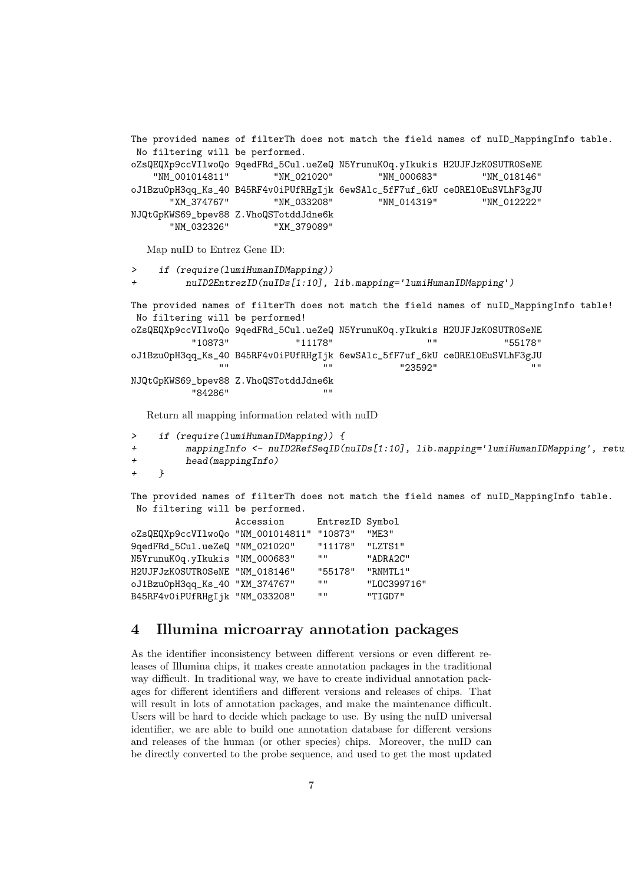```
The provided names of filterTh does not match the field names of nuID_MappingInfo table.
 No filtering will be performed.
oZsQEQXp9ccVIlwoQo 9qedFRd_5Cul.ueZeQ N5YrunuK0q.yIkukis H2UJFJzK0SUTR0SeNE
    "NM_001014811"        "NM_021020"        "NM_000683"        "NM_018146"
oJ1Bzu0pH3qq_Ks_40 B45RF4v0iPUfRHgIjk 6ewSAlc_5fF7uf_6kU ceOREl0EuSVLhF3gJU
       "XM_374767"        "NM_033208"        "NM_014319"        "NM_012222"
NJQtGpKWS69_bpev88 Z.VhoQSTotddJdne6k
       "NM_032326"        "XM_379089"
```

Map nuID to Entrez Gene ID:

```
>    if (require(lumiHumanIDMapping))
+         nuID2EntrezID(nuIDs[1:10], lib.mapping='lumiHumanIDMapping')
```

```
The provided names of filterTh does not match the field names of nuID_MappingInfo table!
 No filtering will be performed!
oZsQEQXp9ccVIlwoQo 9qedFRd_5Cul.ueZeQ N5YrunuK0q.yIkukis H2UJFJzK0SUTR0SeNE
           "10873"            "11178"                 ""            "55178"
oJ1Bzu0pH3qq_Ks_40 B45RF4v0iPUfRHgIjk 6ewSAlc_5fF7uf_6kU ceOREl0EuSVLhF3gJU
                ""                 ""            "23592"                 ""
NJQtGpKWS69_bpev88 Z.VhoQSTotddJdne6k
           "84286"                 ""
```

Return all mapping information related with nuID

```
>    if (require(lumiHumanIDMapping)) {
+         mappingInfo <- nuID2RefSeqID(nuIDs[1:10], lib.mapping='lumiHumanIDMapping', retu
+         head(mappingInfo)
+    }
```

```
The provided names of filterTh does not match the field names of nuID_MappingInfo table.
 No filtering will be performed.
                   Accession      EntrezID Symbol
oZsQEQXp9ccVIlwoQo "NM_001014811" "10873"  "ME3"
9qedFRd_5Cul.ueZeQ "NM_021020"    "11178"  "LZTS1"
N5YrunuK0q.yIkukis "NM_000683"    ""       "ADRA2C"
H2UJFJzK0SUTR0SeNE "NM_018146"    "55178"  "RNMTL1"
oJ1Bzu0pH3qq_Ks_40 "XM_374767"    ""       "LOC399716"
B45RF4v0iPUfRHgIjk "NM_033208"    ""       "TIGD7"
```

## 4 Illumina microarray annotation packages

As the identifier inconsistency between different versions or even different releases of Illumina chips, it makes create annotation packages in the traditional way difficult. In traditional way, we have to create individual annotation packages for different identifiers and different versions and releases of chips. That will result in lots of annotation packages, and make the maintenance difficult. Users will be hard to decide which package to use. By using the nuID universal identifier, we are able to build one annotation database for different versions and releases of the human (or other species) chips. Moreover, the nuID can be directly converted to the probe sequence, and used to get the most updated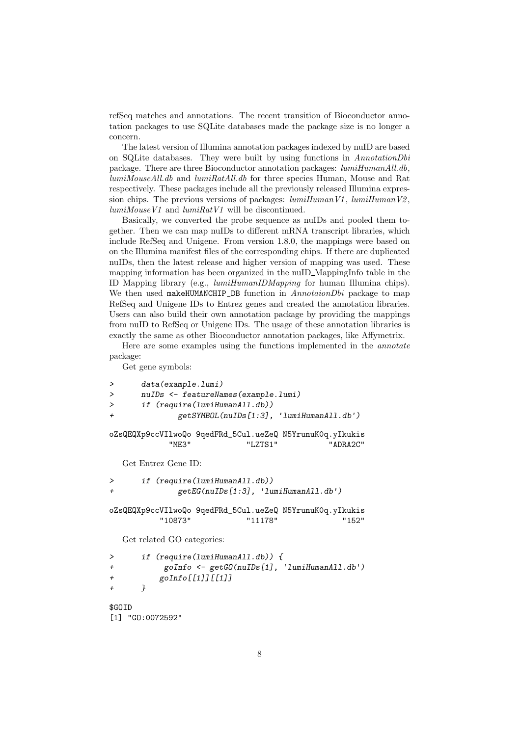refSeq matches and annotations. The recent transition of Bioconductor annotation packages to use SQLite databases made the package size is no longer a concern.

The latest version of Illumina annotation packages indexed by nuID are based on SQLite databases. They were built by using functions in *AnnotationDbi* package. There are three Bioconductor annotation packages: *lumiHumanAll.db*, *lumiMouseAll.db* and *lumiRatAll.db* for three species Human, Mouse and Rat respectively. These packages include all the previously released Illumina expression chips. The previous versions of packages: *lumiHumanV1*, *lumiHumanV2*, *lumiMouseV1* and *lumiRatV1* will be discontinued.

Basically, we converted the probe sequence as nuIDs and pooled them together. Then we can map nuIDs to different mRNA transcript libraries, which include RefSeq and Unigene. From version 1.8.0, the mappings were based on on the Illumina manifest files of the corresponding chips. If there are duplicated nuIDs, then the latest release and higher version of mapping was used. These mapping information has been organized in the nuID_MappingInfo table in the ID Mapping library (e.g., *lumiHumanIDMapping* for human Illumina chips). We then used `makeHUMANCHIP_DB` function in *AnnotaionDbi* package to map RefSeq and Unigene IDs to Entrez genes and created the annotation libraries. Users can also build their own annotation package by providing the mappings from nuID to RefSeq or Unigene IDs. The usage of these annotation libraries is exactly the same as other Bioconductor annotation packages, like Affymetrix.

Here are some examples using the functions implemented in the *annotate* package:

Get gene symbols:

```
>      data(example.lumi)
>      nuIDs <- featureNames(example.lumi)
>      if (require(lumiHumanAll.db))
+              getSYMBOL(nuIDs[1:3], 'lumiHumanAll.db')

oZsQEQXp9ccVIlwoQo 9qedFRd_5Cul.ueZeQ N5YrunuK0q.yIkukis
            "ME3"             "LZTS1"            "ADRA2C"
```

Get Entrez Gene ID:

```
>      if (require(lumiHumanAll.db))
+              getEG(nuIDs[1:3], 'lumiHumanAll.db')

oZsQEQXp9ccVIlwoQo 9qedFRd_5Cul.ueZeQ N5YrunuK0q.yIkukis
          "10873"            "11178"              "152"
```

Get related GO categories:

```
>      if (require(lumiHumanAll.db)) {
+           goInfo <- getGO(nuIDs[1], 'lumiHumanAll.db')
+          goInfo[[1]][[1]]
+      }

$GOID
[1] "GO:0072592"
```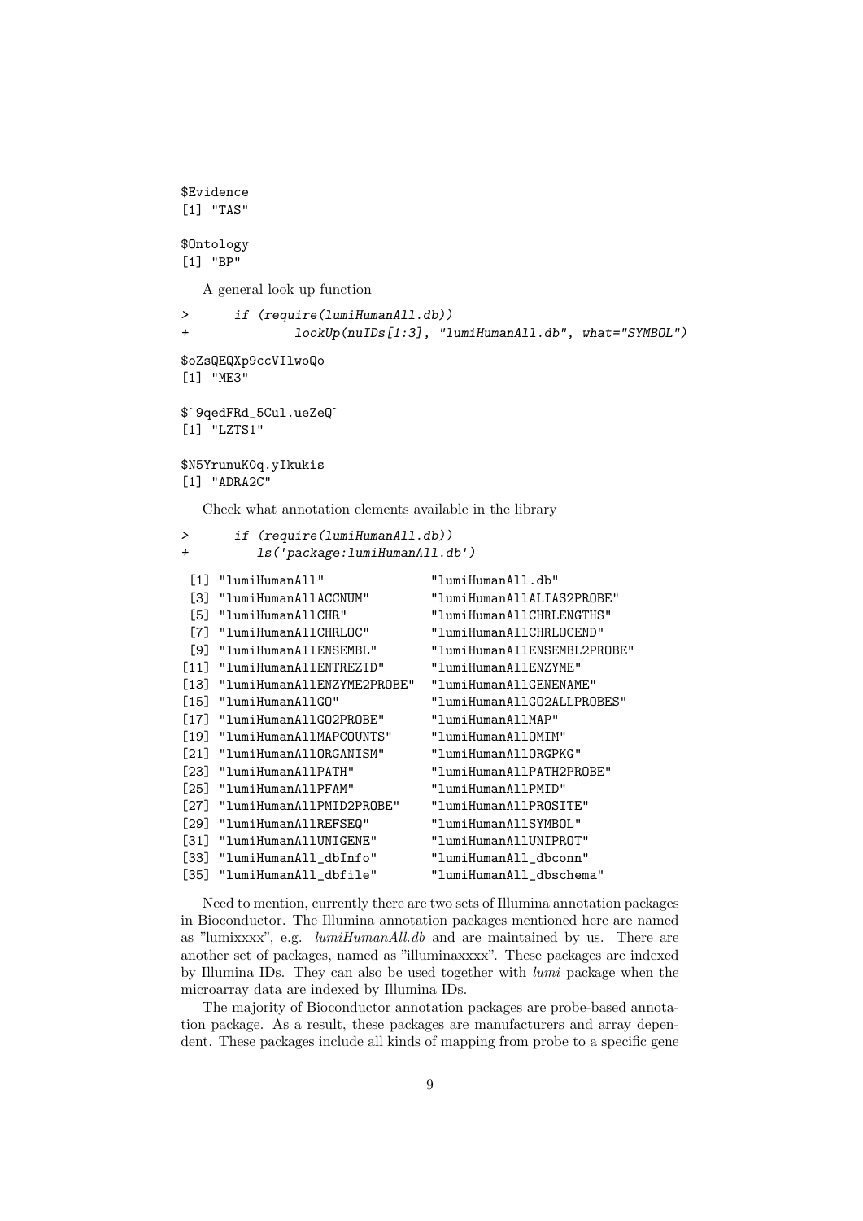```
$Evidence
[1] "TAS"

$Ontology
[1] "BP"
```

A general look up function

```
>       if (require(lumiHumanAll.db))
+               lookUp(nuIDs[1:3], "lumiHumanAll.db", what="SYMBOL")

$oZsQEQXp9ccVIlwoQo
[1] "ME3"

$`9qedFRd_5Cul.ueZeQ`
[1] "LZTS1"

$N5YrunuK0q.yIkukis
[1] "ADRA2C"
```

Check what annotation elements available in the library

```
>       if (require(lumiHumanAll.db))
+          ls('package:lumiHumanAll.db')

 [1] "lumiHumanAll"              "lumiHumanAll.db"
 [3] "lumiHumanAllACCNUM"        "lumiHumanAllALIAS2PROBE"
 [5] "lumiHumanAllCHR"           "lumiHumanAllCHRLENGTHS"
 [7] "lumiHumanAllCHRLOC"        "lumiHumanAllCHRLOCEND"
 [9] "lumiHumanAllENSEMBL"       "lumiHumanAllENSEMBL2PROBE"
[11] "lumiHumanAllENTREZID"      "lumiHumanAllENZYME"
[13] "lumiHumanAllENZYME2PROBE"  "lumiHumanAllGENENAME"
[15] "lumiHumanAllGO"            "lumiHumanAllGO2ALLPROBES"
[17] "lumiHumanAllGO2PROBE"      "lumiHumanAllMAP"
[19] "lumiHumanAllMAPCOUNTS"     "lumiHumanAllOMIM"
[21] "lumiHumanAllORGANISM"      "lumiHumanAllORGPKG"
[23] "lumiHumanAllPATH"          "lumiHumanAllPATH2PROBE"
[25] "lumiHumanAllPFAM"          "lumiHumanAllPMID"
[27] "lumiHumanAllPMID2PROBE"    "lumiHumanAllPROSITE"
[29] "lumiHumanAllREFSEQ"        "lumiHumanAllSYMBOL"
[31] "lumiHumanAllUNIGENE"       "lumiHumanAllUNIPROT"
[33] "lumiHumanAll_dbInfo"       "lumiHumanAll_dbconn"
[35] "lumiHumanAll_dbfile"       "lumiHumanAll_dbschema"
```

Need to mention, currently there are two sets of Illumina annotation packages in Bioconductor. The Illumina annotation packages mentioned here are named as "lumixxxx", e.g. *lumiHumanAll.db* and are maintained by us. There are another set of packages, named as "illuminaxxxx". These packages are indexed by Illumina IDs. They can also be used together with *lumi* package when the microarray data are indexed by Illumina IDs.

The majority of Bioconductor annotation packages are probe-based annotation package. As a result, these packages are manufacturers and array dependent. These packages include all kinds of mapping from probe to a specific gene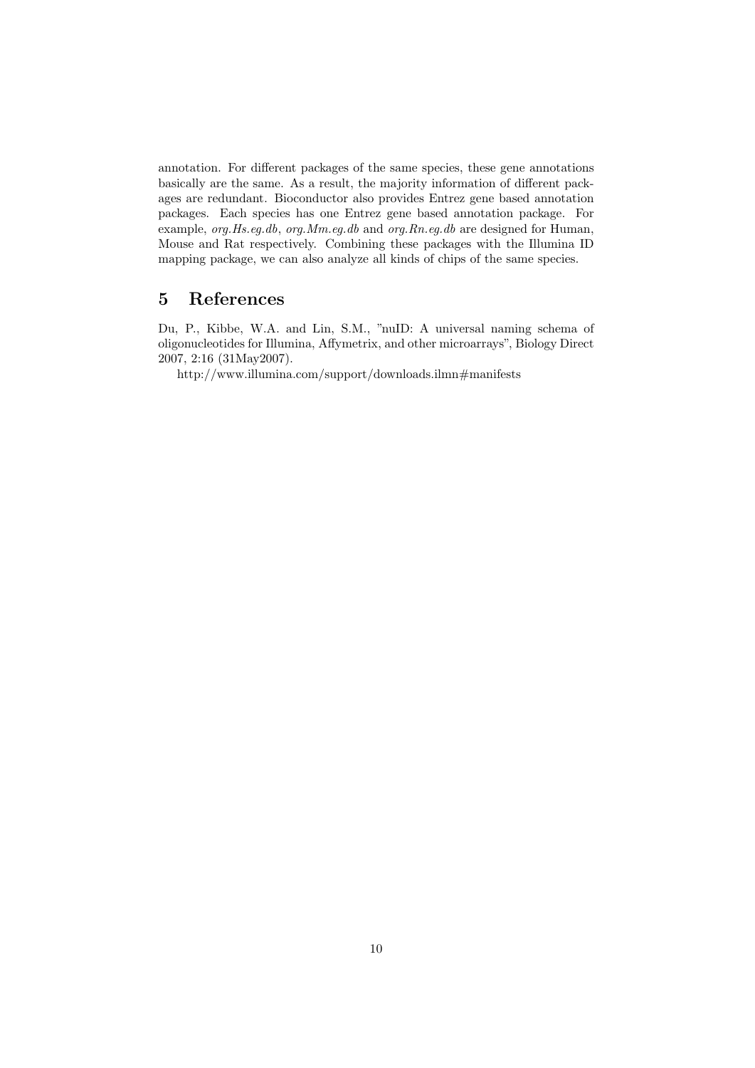annotation. For different packages of the same species, these gene annotations basically are the same. As a result, the majority information of different packages are redundant. Bioconductor also provides Entrez gene based annotation packages. Each species has one Entrez gene based annotation package. For example, *org.Hs.eg.db*, *org.Mm.eg.db* and *org.Rn.eg.db* are designed for Human, Mouse and Rat respectively. Combining these packages with the Illumina ID mapping package, we can also analyze all kinds of chips of the same species.

# 5 References

Du, P., Kibbe, W.A. and Lin, S.M., "nuID: A universal naming schema of oligonucleotides for Illumina, Affymetrix, and other microarrays", Biology Direct 2007, 2:16 (31May2007).

http://www.illumina.com/support/downloads.ilmn#manifests